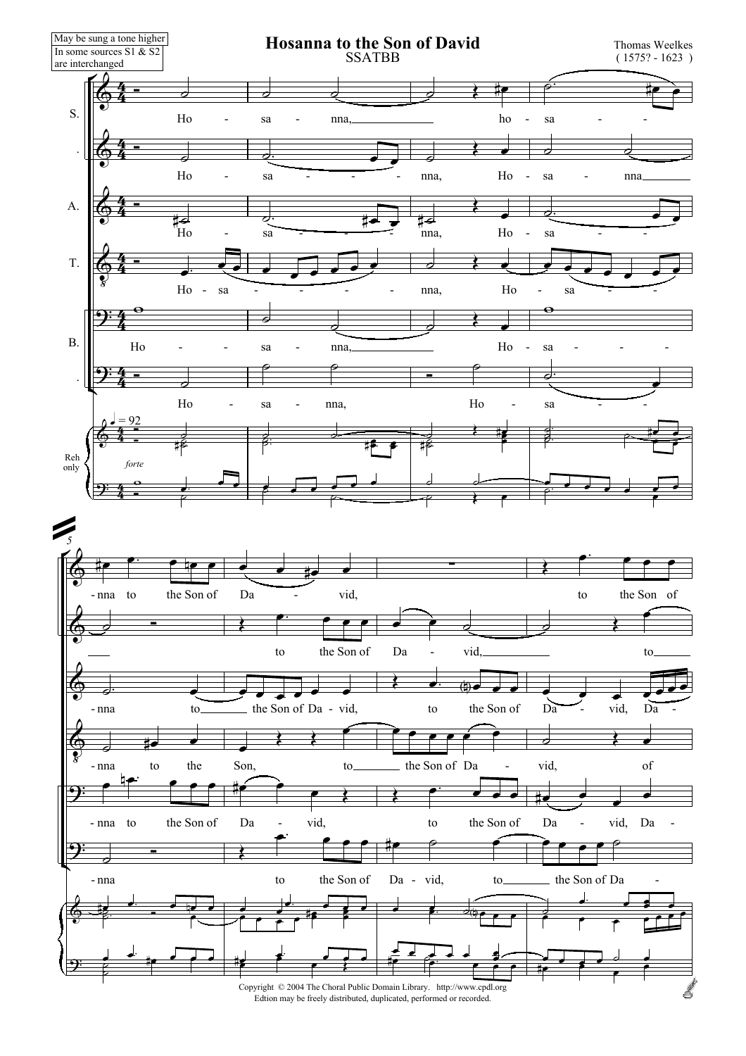May be sung a tone higher

In some sources S1 & S2 are interchanged

# Hosanna to the Son of David

SSATBB

Thomas Weelkes
( 1575? - 1623 )

Copyright © 2004 The Choral Public Domain Library. http://www.cpdl.org
Edtion may be freely distributed, duplicated, performed or recorded.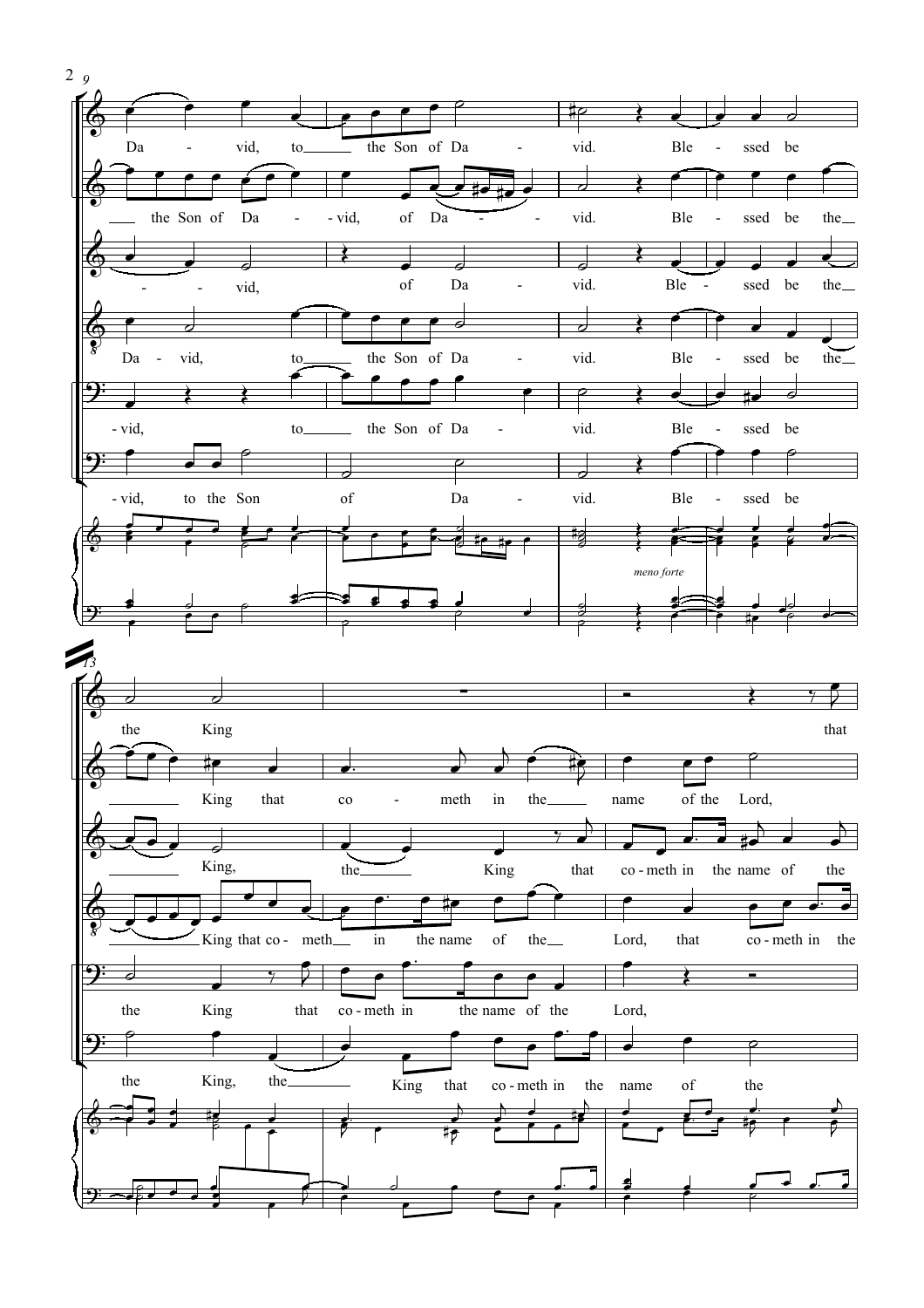Da - vid, to the Son of Da - vid. Ble - ssed be

the Son of Da - vid, of Da - vid. Ble - ssed be the

- vid, of Da - vid. Ble - ssed be the

Da - vid, to the Son of Da - vid. Ble - ssed be the

- vid, to the Son of Da - vid. Ble - ssed be

- vid, to the Son of Da - vid. Ble - ssed be

*meno forte*

the King that

King that co - meth in the name of the Lord,

King, the King that co - meth in the name of the

King that co - meth in the name of the Lord, that co - meth in the

the King that co - meth in the name of the Lord,

the King, the King that co - meth in the name of the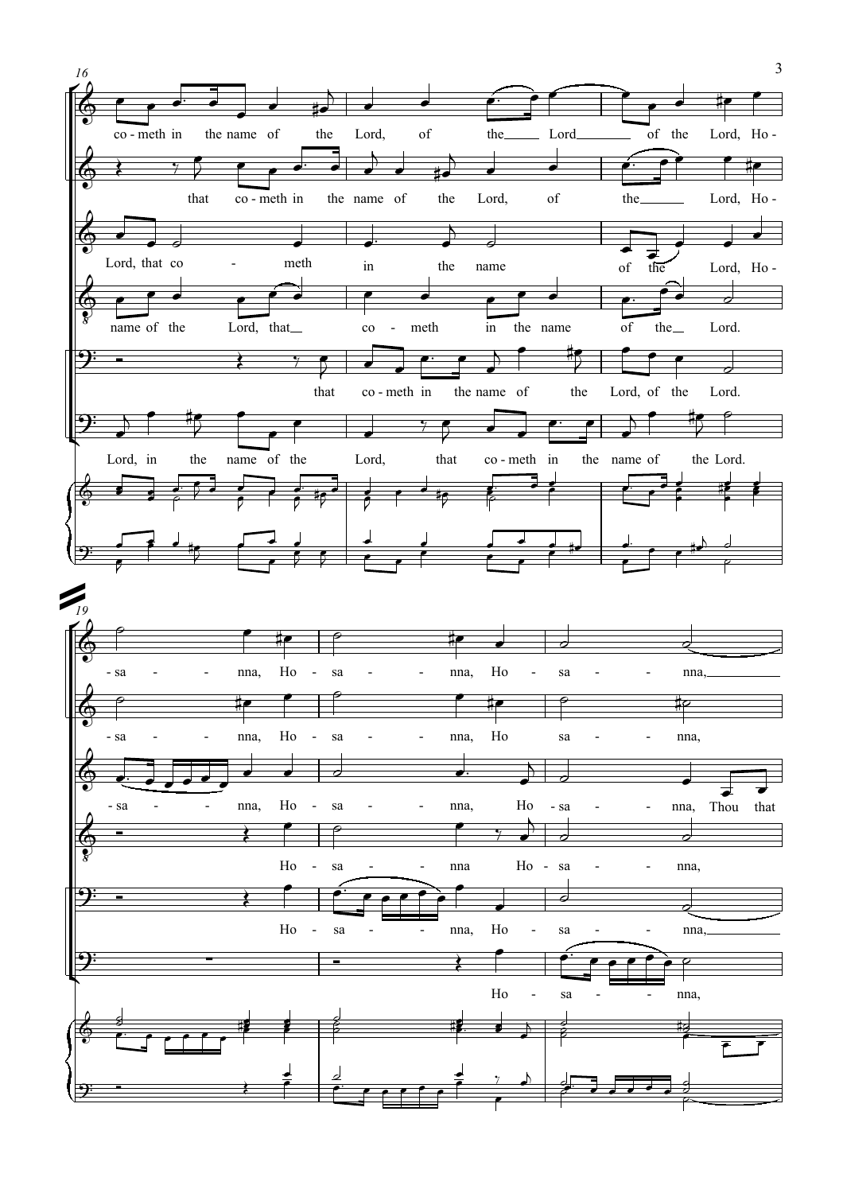16

co - meth in the name of the Lord, of the Lord of the Lord, Ho -

that co - meth in the name of the Lord, of the Lord, Ho -

Lord, that co - meth in the name of the Lord, Ho -

name of the Lord, that co - meth in the name of the Lord.

that co - meth in the name of the Lord, of the Lord.

Lord, in the name of the Lord, that co - meth in the name of the Lord.

19

- sa - nna, Ho - sa - nna, Ho - sa - nna,

- sa - nna, Ho - sa - nna, Ho sa - nna,

- sa - nna, Ho - sa - nna, Ho - sa - nna, Thou that

Ho - sa - nna Ho - sa - nna,

Ho - sa - nna, Ho - sa - nna,

Ho - sa - nna,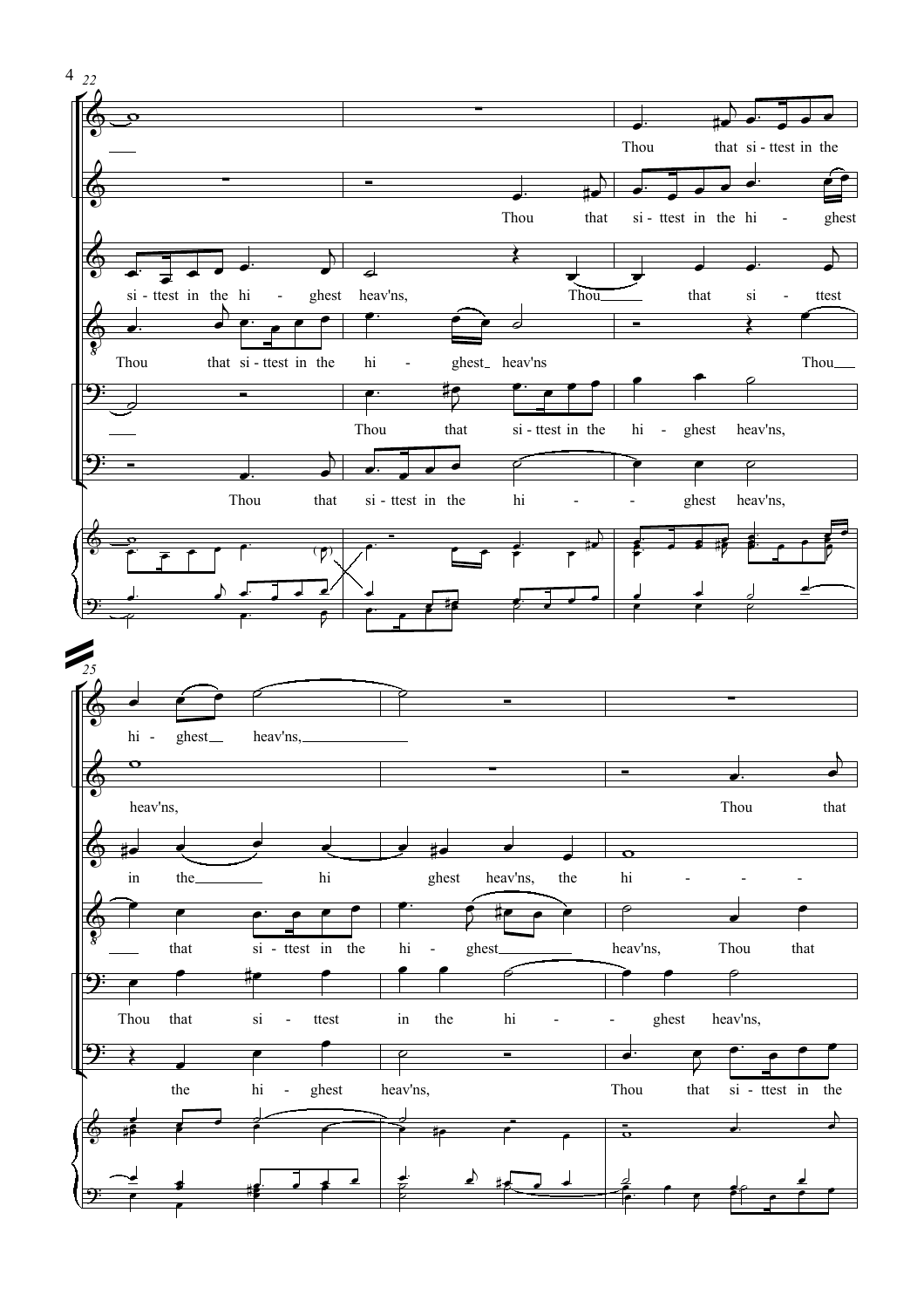22

Thou that si - ttest in the

Thou that si - ttest in the hi - ghest

si - ttest in the hi - ghest heav'ns, Thou that si - ttest

Thou that si - ttest in the hi - ghest heav'ns Thou

Thou that si - ttest in the hi - ghest heav'ns,

Thou that si - ttest in the hi - ghest heav'ns,

25

hi - ghest heav'ns,

heav'ns, Thou that

in the hi ghest heav'ns, the hi - - -

that si - ttest in the hi - ghest heav'ns, Thou that

Thou that si - ttest in the hi - ghest heav'ns,

the hi - ghest heav'ns, Thou that si - ttest in the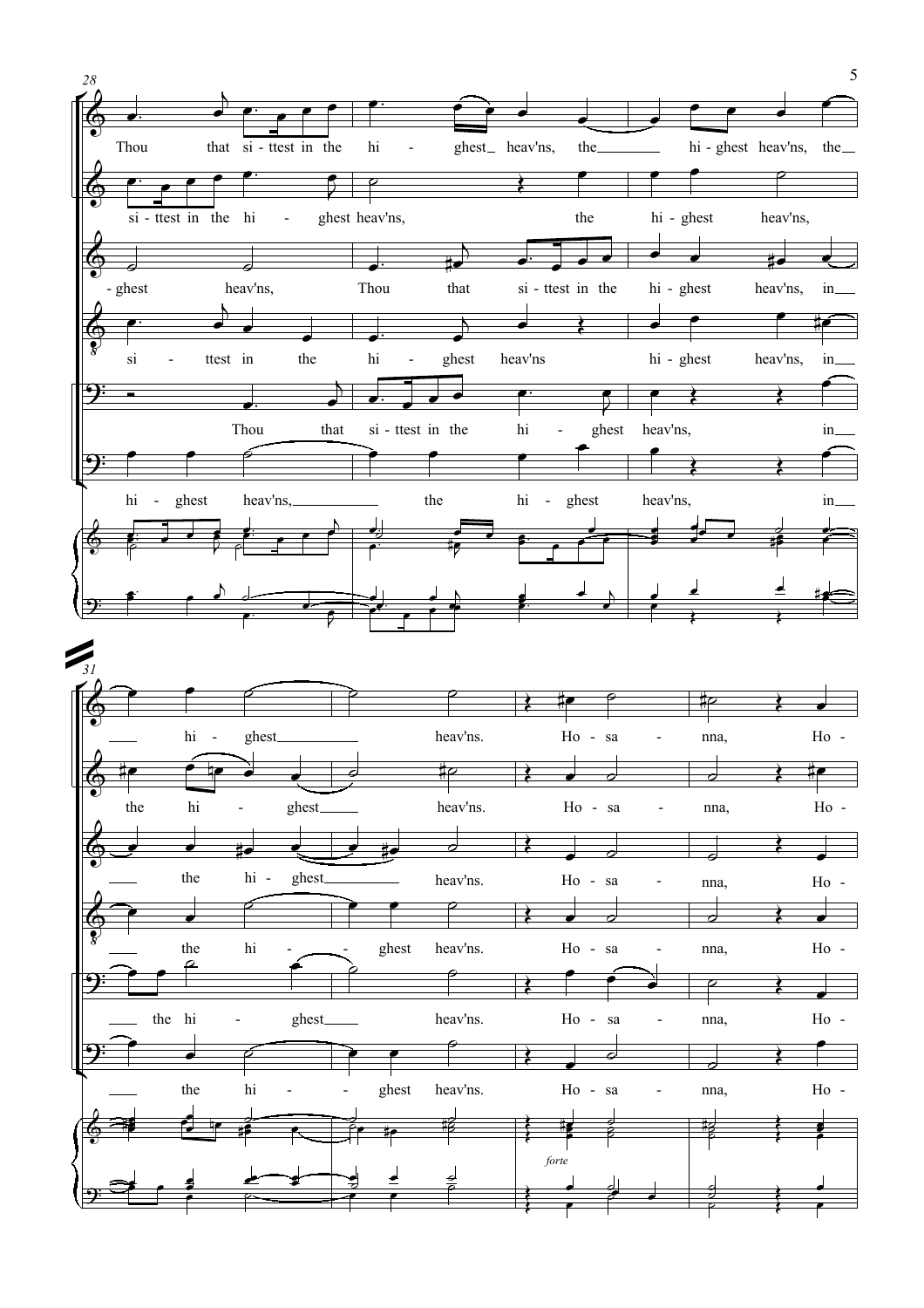28

Thou that si - ttest in the hi - ghest heav'ns, the hi - ghest heav'ns, the

si - ttest in the hi - ghest heav'ns, the hi - ghest heav'ns,

- ghest heav'ns, Thou that si - ttest in the hi - ghest heav'ns, in

si - ttest in the hi - ghest heav'ns hi - ghest heav'ns, in

Thou that si - ttest in the hi - ghest heav'ns, in

hi - ghest heav'ns, the hi - ghest heav'ns, in

31

hi - ghest heav'ns. Ho - sa - nna, Ho -

the hi - ghest heav'ns. Ho - sa - nna, Ho -

the hi - ghest heav'ns. Ho - sa - nna, Ho -

the hi - ghest heav'ns. Ho - sa - nna, Ho -

the hi - ghest heav'ns. Ho - sa - nna, Ho -

the hi - ghest heav'ns. Ho - sa - nna, Ho -

*forte*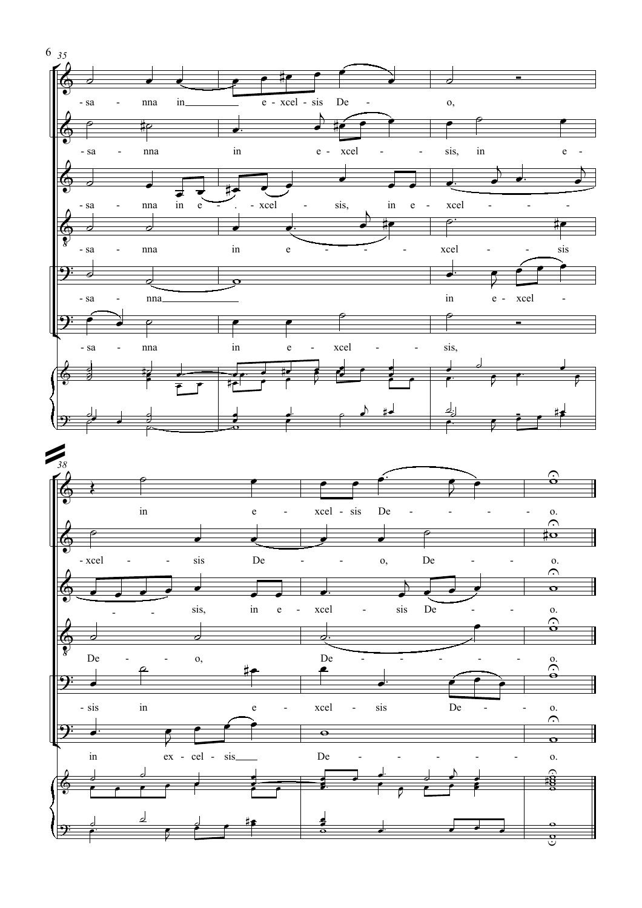-sa - nna in e - xcel - sis De - o,

-sa - nna in e - xcel - - sis, in e -

-sa - nna in e - . - xcel - sis, in e - xcel - - -

-sa - nna in e - - - - xcel - - sis

-sa - nna in e - xcel -

-sa - nna in e - xcel - - sis,

in e - xcel - sis De - - - o.

-xcel - - sis De - - o, De - - o.

- - sis, in e - xcel - sis De - - o.

De - - o, De - - - - o.

-sis in e - xcel - sis De - - o.

in ex - cel - sis De - - - o.